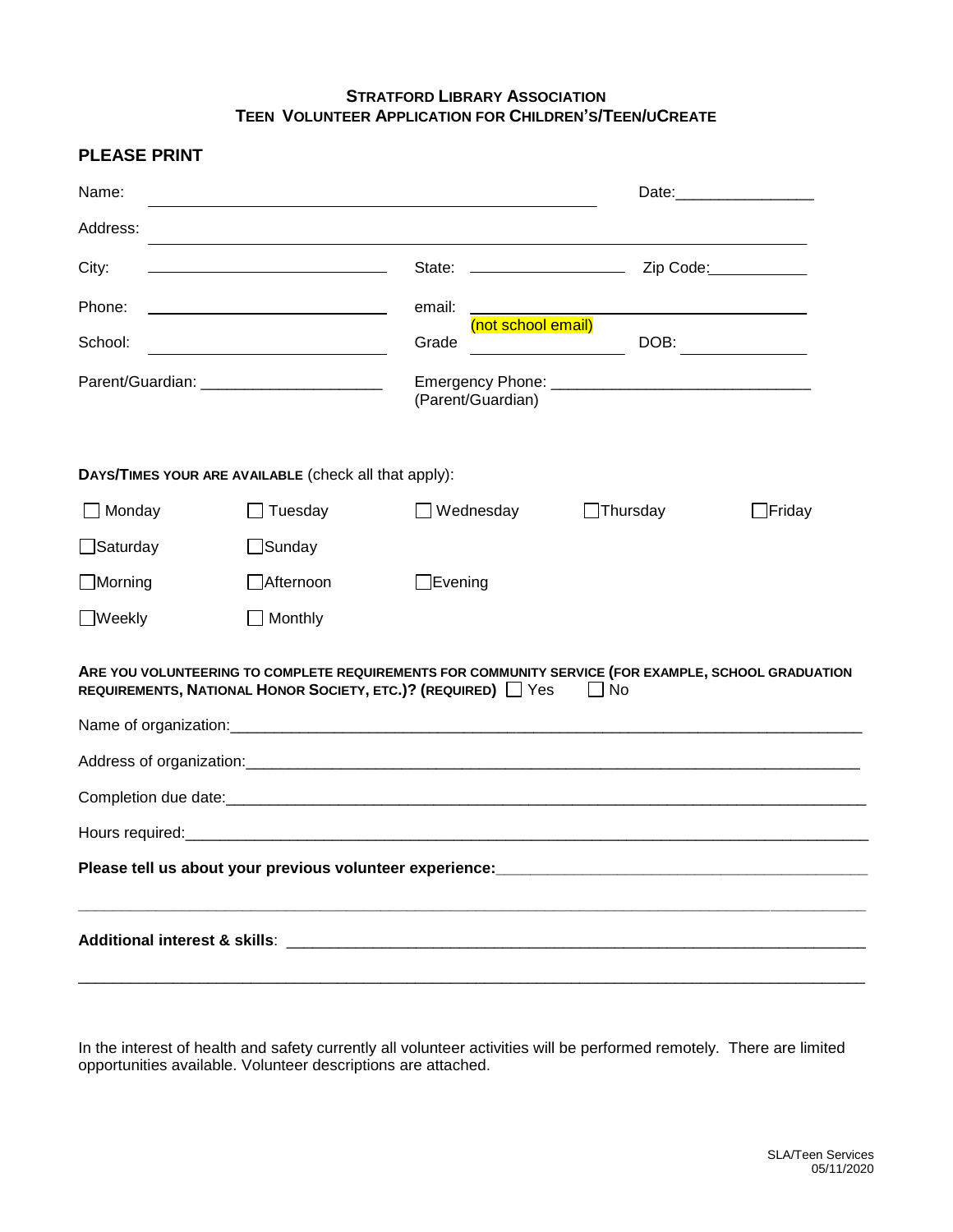**STRATFORD LIBRARY ASSOCIATION**
**TEEN VOLUNTEER APPLICATION FOR CHILDREN'S/TEEN/UCREATE**

## PLEASE PRINT

Name: ______________________________ Date: ________________

Address: ______________________________

City: ________________ State: ________________ Zip Code: ____________

Phone: ________________ email: ______________________________ (not school email)

School: ________________ Grade ________________ DOB: ______________

Parent/Guardian: ______________________ Emergency Phone: ______________________________ (Parent/Guardian)

**DAYS/TIMES YOUR ARE AVAILABLE** (check all that apply):

☐ Monday ☐ Tuesday ☐ Wednesday ☐ Thursday ☐ Friday

☐ Saturday ☐ Sunday

☐ Morning ☐ Afternoon ☐ Evening

☐ Weekly ☐ Monthly

**ARE YOU VOLUNTEERING TO COMPLETE REQUIREMENTS FOR COMMUNITY SERVICE (FOR EXAMPLE, SCHOOL GRADUATION REQUIREMENTS, NATIONAL HONOR SOCIETY, ETC.)? (REQUIRED)** ☐ Yes ☐ No

Name of organization: ______________________________

Address of organization: ______________________________

Completion due date: ______________________________

Hours required: ______________________________

**Please tell us about your previous volunteer experience:** ______________________________

______________________________

**Additional interest & skills**: ______________________________

______________________________

In the interest of health and safety currently all volunteer activities will be performed remotely. There are limited opportunities available. Volunteer descriptions are attached.

SLA/Teen Services
05/11/2020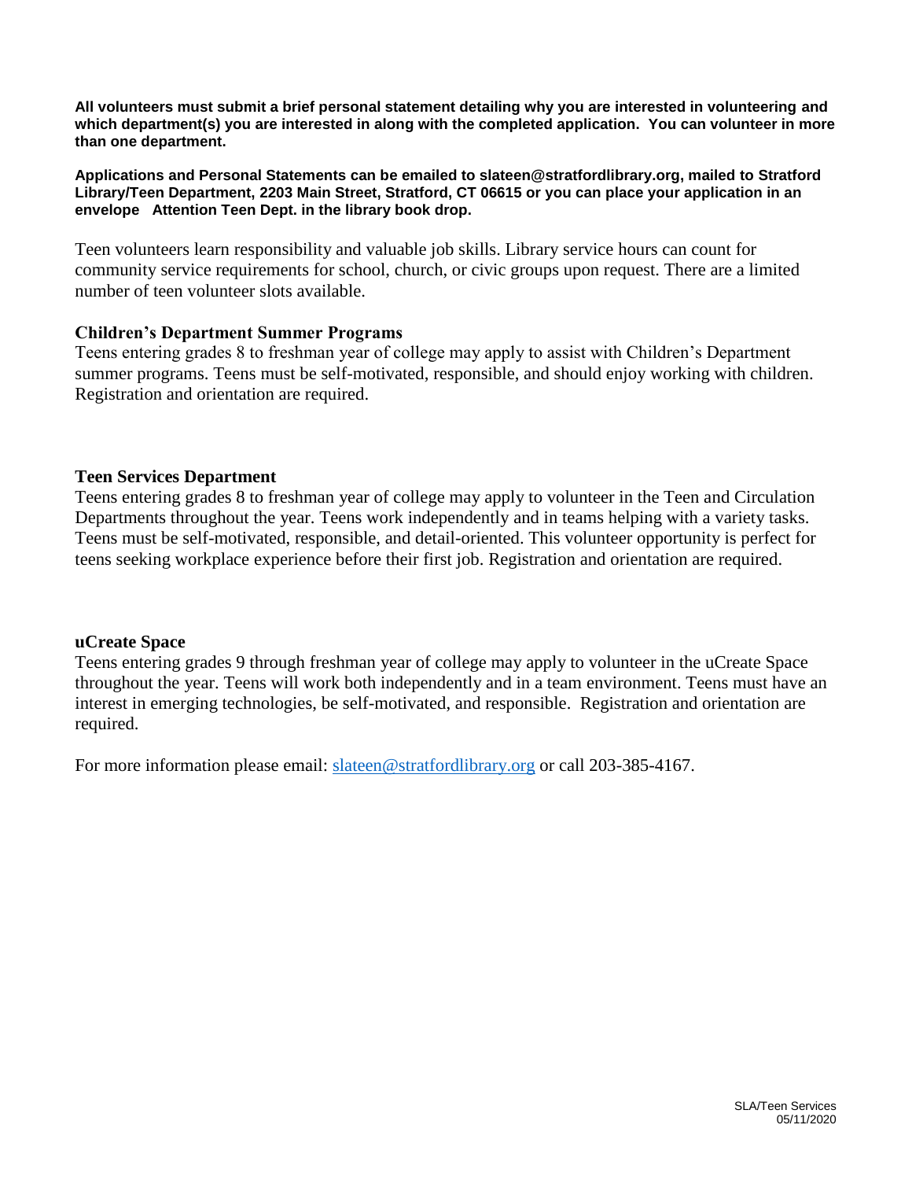**All volunteers must submit a brief personal statement detailing why you are interested in volunteering and which department(s) you are interested in along with the completed application. You can volunteer in more than one department.**

**Applications and Personal Statements can be emailed to slateen@stratfordlibrary.org, mailed to Stratford Library/Teen Department, 2203 Main Street, Stratford, CT 06615 or you can place your application in an envelope Attention Teen Dept. in the library book drop.**

Teen volunteers learn responsibility and valuable job skills. Library service hours can count for community service requirements for school, church, or civic groups upon request. There are a limited number of teen volunteer slots available.

**Children's Department Summer Programs**

Teens entering grades 8 to freshman year of college may apply to assist with Children's Department summer programs. Teens must be self-motivated, responsible, and should enjoy working with children. Registration and orientation are required.

**Teen Services Department**

Teens entering grades 8 to freshman year of college may apply to volunteer in the Teen and Circulation Departments throughout the year. Teens work independently and in teams helping with a variety tasks. Teens must be self-motivated, responsible, and detail-oriented. This volunteer opportunity is perfect for teens seeking workplace experience before their first job. Registration and orientation are required.

**uCreate Space**

Teens entering grades 9 through freshman year of college may apply to volunteer in the uCreate Space throughout the year. Teens will work both independently and in a team environment. Teens must have an interest in emerging technologies, be self-motivated, and responsible. Registration and orientation are required.

For more information please email: slateen@stratfordlibrary.org or call 203-385-4167.

SLA/Teen Services
05/11/2020